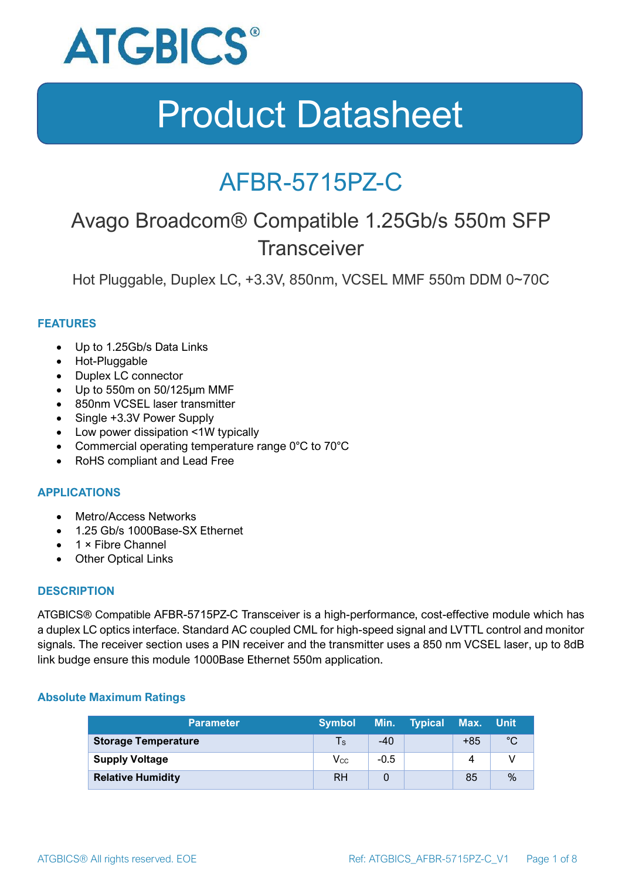ATGBICS®

# Product Datasheet

## AFBR-5715PZ-C

### Avago Broadcom® Compatible 1.25Gb/s 550m SFP Transceiver

Hot Pluggable, Duplex LC, +3.3V, 850nm, VCSEL MMF 550m DDM 0~70C

### FEATURES

- Up to 1.25Gb/s Data Links
- Hot-Pluggable
- Duplex LC connector
- Up to 550m on 50/125µm MMF
- 850nm VCSEL laser transmitter
- Single +3.3V Power Supply
- Low power dissipation <1W typically
- Commercial operating temperature range 0°C to 70°C
- RoHS compliant and Lead Free

### APPLICATIONS

- Metro/Access Networks
- 1.25 Gb/s 1000Base-SX Ethernet
- 1 × Fibre Channel
- Other Optical Links

### DESCRIPTION

ATGBICS® Compatible AFBR-5715PZ-C Transceiver is a high-performance, cost-effective module which has a duplex LC optics interface. Standard AC coupled CML for high-speed signal and LVTTL control and monitor signals. The receiver section uses a PIN receiver and the transmitter uses a 850 nm VCSEL laser, up to 8dB link budge ensure this module 1000Base Ethernet 550m application.

#### Absolute Maximum Ratings

| Parameter | Symbol | Min. | Typical | Max. | Unit |
|---|---|---|---|---|---|
| **Storage Temperature** | $T_S$ | -40 | | +85 | °C |
| **Supply Voltage** | $V_{CC}$ | -0.5 | | 4 | V |
| **Relative Humidity** | RH | 0 | | 85 | % |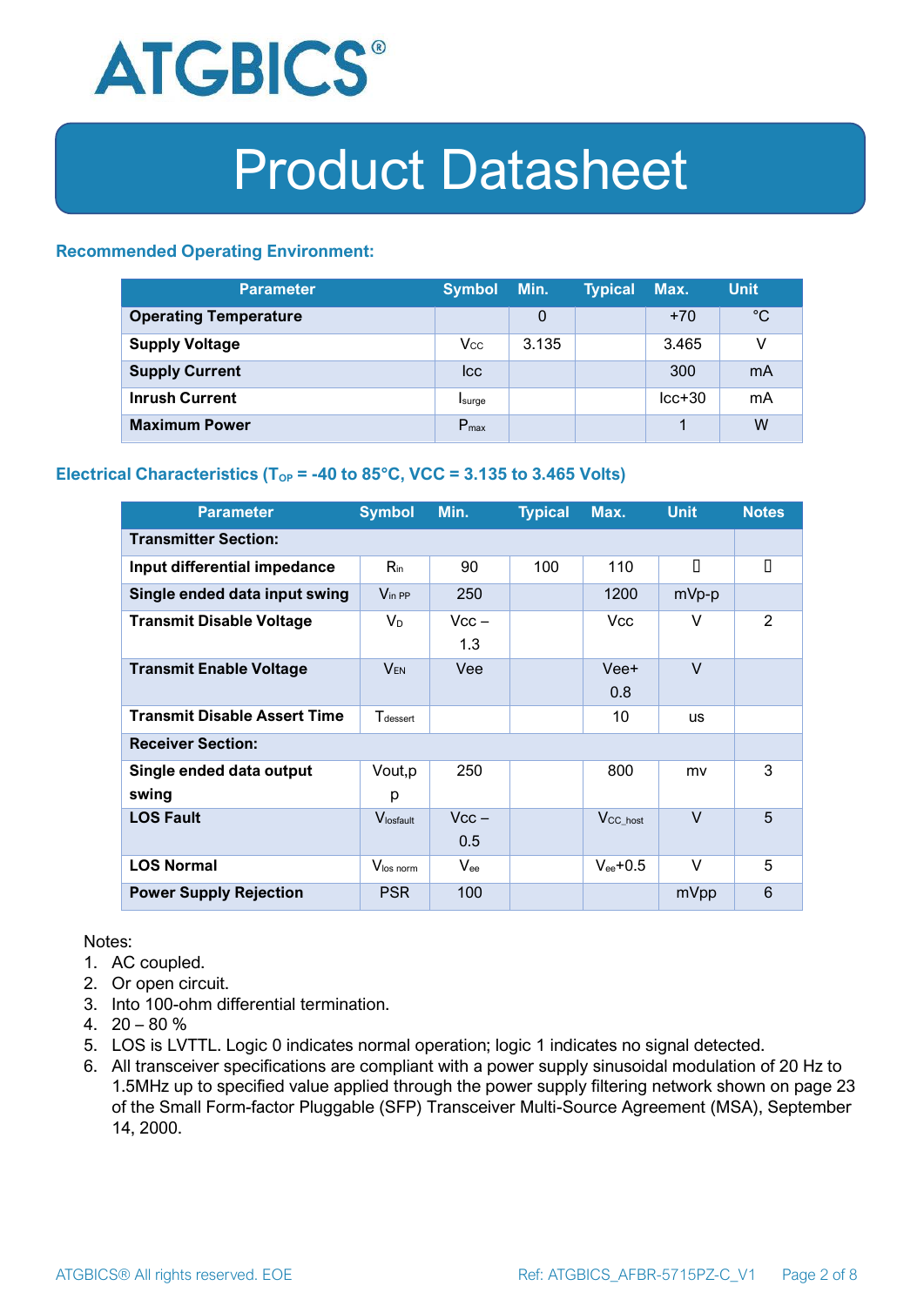## Product Datasheet

### Recommended Operating Environment:

| Parameter | Symbol | Min. | Typical | Max. | Unit |
|---|---|---|---|---|---|
| **Operating Temperature** | | 0 | | +70 | °C |
| **Supply Voltage** | $V_{CC}$ | 3.135 | | 3.465 | V |
| **Supply Current** | Icc | | | 300 | mA |
| **Inrush Current** | $I_{surge}$ | | | Icc+30 | mA |
| **Maximum Power** | $P_{max}$ | | | 1 | W |

### Electrical Characteristics ($T_{OP}$ = -40 to 85°C, VCC = 3.135 to 3.465 Volts)

| Parameter | Symbol | Min. | Typical | Max. | Unit | Notes |
|---|---|---|---|---|---|---|
| **Transmitter Section:** | | | | | | |
| **Input differential impedance** | $R_{in}$ | 90 | 100 | 110 | | |
| **Single ended data input swing** | $V_{in\ PP}$ | 250 | | 1200 | mVp-p | |
| **Transmit Disable Voltage** | $V_D$ | Vcc – 1.3 | | Vcc | V | 2 |
| **Transmit Enable Voltage** | $V_{EN}$ | Vee | | Vee+ 0.8 | V | |
| **Transmit Disable Assert Time** | $T_{dessert}$ | | | 10 | us | |
| **Receiver Section:** | | | | | | |
| **Single ended data output swing** | Vout,pp | 250 | | 800 | mv | 3 |
| **LOS Fault** | $V_{losfault}$ | Vcc – 0.5 | | $V_{CC\_host}$ | V | 5 |
| **LOS Normal** | $V_{los\ norm}$ | $V_{ee}$ | | $V_{ee}$+0.5 | V | 5 |
| **Power Supply Rejection** | PSR | 100 | | | mVpp | 6 |

Notes:

1. AC coupled.
2. Or open circuit.
3. Into 100-ohm differential termination.
4. 20 – 80 %
5. LOS is LVTTL. Logic 0 indicates normal operation; logic 1 indicates no signal detected.
6. All transceiver specifications are compliant with a power supply sinusoidal modulation of 20 Hz to 1.5MHz up to specified value applied through the power supply filtering network shown on page 23 of the Small Form-factor Pluggable (SFP) Transceiver Multi-Source Agreement (MSA), September 14, 2000.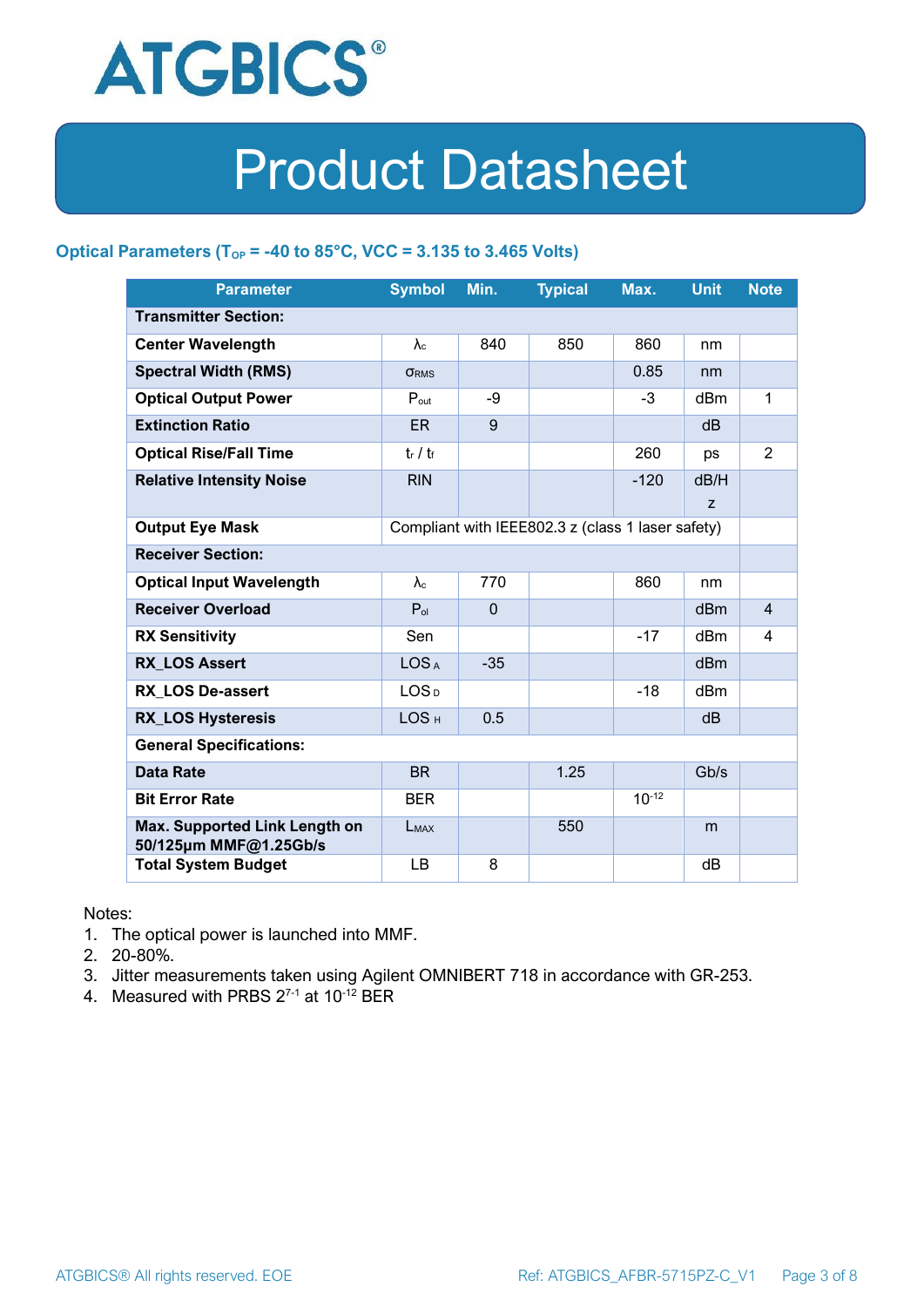# Product Datasheet

### Optical Parameters ($T_{OP}$ = -40 to 85°C, VCC = 3.135 to 3.465 Volts)

| Parameter | Symbol | Min. | Typical | Max. | Unit | Note |
|---|---|---|---|---|---|---|
| **Transmitter Section:** | | | | | | |
| **Center Wavelength** | $\lambda_c$ | 840 | 850 | 860 | nm | |
| **Spectral Width (RMS)** | $\sigma_{RMS}$ | | | 0.85 | nm | |
| **Optical Output Power** | $P_{out}$ | -9 | | -3 | dBm | 1 |
| **Extinction Ratio** | ER | 9 | | | dB | |
| **Optical Rise/Fall Time** | $t_r$ / $t_f$ | | | 260 | ps | 2 |
| **Relative Intensity Noise** | RIN | | | -120 | dB/Hz | |
| **Output Eye Mask** | Compliant with IEEE802.3 z (class 1 laser safety) | | | | | |
| **Receiver Section:** | | | | | | |
| **Optical Input Wavelength** | $\lambda_c$ | 770 | | 860 | nm | |
| **Receiver Overload** | $P_{ol}$ | 0 | | | dBm | 4 |
| **RX Sensitivity** | Sen | | | -17 | dBm | 4 |
| **RX_LOS Assert** | $LOS_A$ | -35 | | | dBm | |
| **RX_LOS De-assert** | $LOS_D$ | | | -18 | dBm | |
| **RX_LOS Hysteresis** | $LOS_H$ | 0.5 | | | dB | |
| **General Specifications:** | | | | | | |
| **Data Rate** | BR | | 1.25 | | Gb/s | |
| **Bit Error Rate** | BER | | | $10^{-12}$ | | |
| **Max. Supported Link Length on 50/125µm MMF@1.25Gb/s** | $L_{MAX}$ | | 550 | | m | |
| **Total System Budget** | LB | 8 | | | dB | |

Notes:

1. The optical power is launched into MMF.
2. 20-80%.
3. Jitter measurements taken using Agilent OMNIBERT 718 in accordance with GR-253.
4. Measured with PRBS $2^{7-1}$ at $10^{-12}$ BER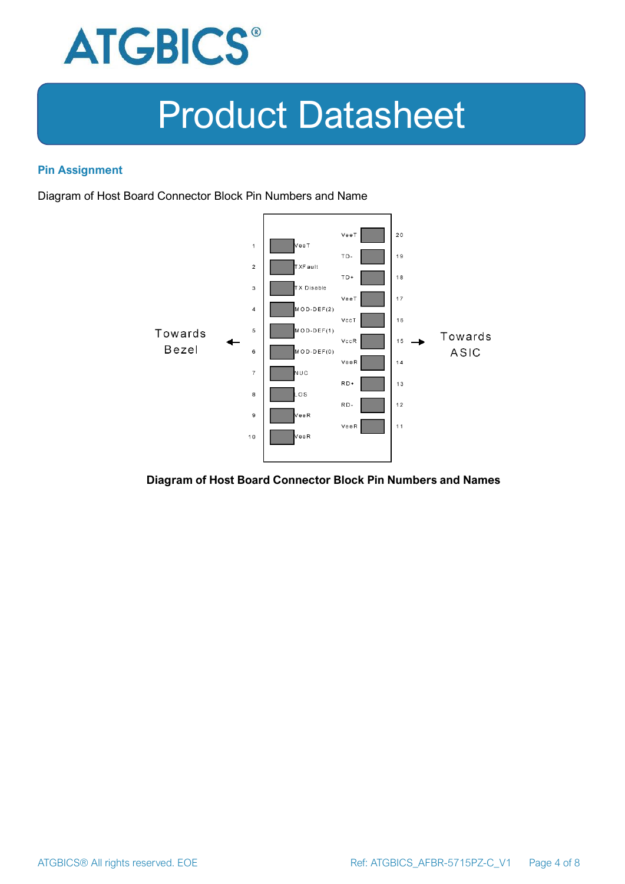## Pin Assignment

Diagram of Host Board Connector Block Pin Numbers and Name

| Pin | Name | | Name | Pin |
|---|---|---|---|---|
| | | | VeeT | 20 |
| 1 | VeeT | | TD- | 19 |
| 2 | TXFault | | TD+ | 18 |
| 3 | TX Disable | | VeeT | 17 |
| 4 | MOD-DEF(2) | | VccT | 16 |
| 5 | MOD-DEF(1) | | VccR | 15 |
| 6 | MOD-DEF(0) | | VeeR | 14 |
| 7 | NUC | | RD+ | 13 |
| 8 | LOS | | RD- | 12 |
| 9 | VeeR | | VeeR | 11 |
| 10 | VeeR | | | |

Towards Bezel ← → Towards ASIC

**Diagram of Host Board Connector Block Pin Numbers and Names**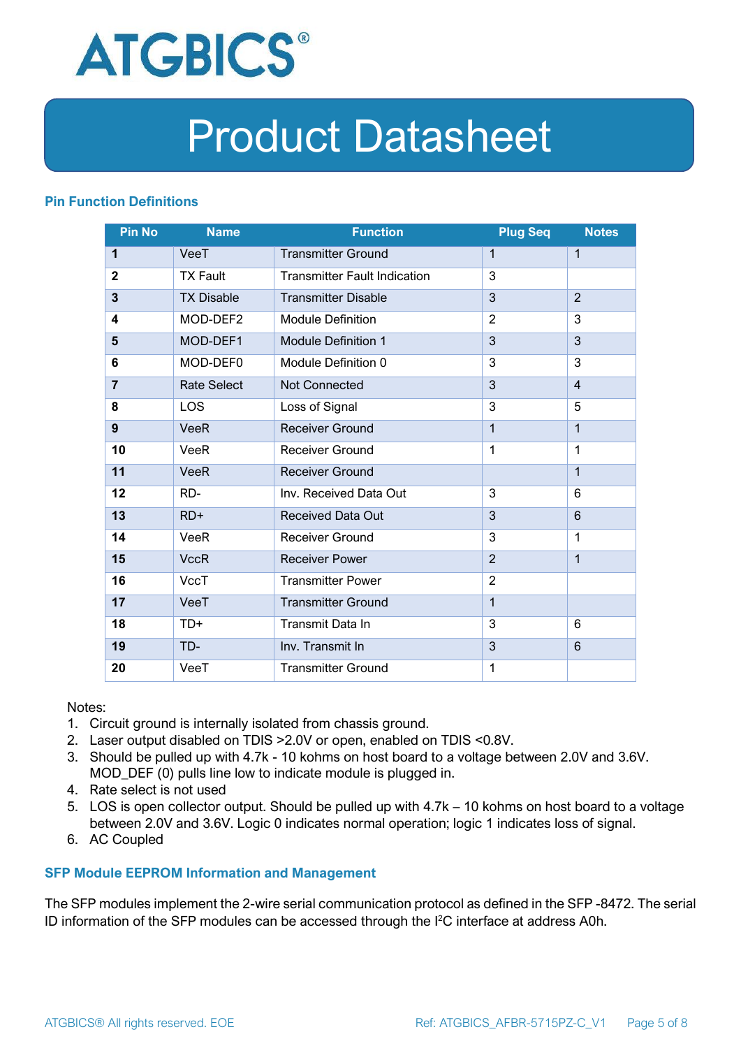## Pin Function Definitions

| Pin No | Name | Function | Plug Seq | Notes |
|---|---|---|---|---|
| **1** | VeeT | Transmitter Ground | 1 | 1 |
| **2** | TX Fault | Transmitter Fault Indication | 3 | |
| **3** | TX Disable | Transmitter Disable | 3 | 2 |
| **4** | MOD-DEF2 | Module Definition | 2 | 3 |
| **5** | MOD-DEF1 | Module Definition 1 | 3 | 3 |
| **6** | MOD-DEF0 | Module Definition 0 | 3 | 3 |
| **7** | Rate Select | Not Connected | 3 | 4 |
| **8** | LOS | Loss of Signal | 3 | 5 |
| **9** | VeeR | Receiver Ground | 1 | 1 |
| **10** | VeeR | Receiver Ground | 1 | 1 |
| **11** | VeeR | Receiver Ground | | 1 |
| **12** | RD- | Inv. Received Data Out | 3 | 6 |
| **13** | RD+ | Received Data Out | 3 | 6 |
| **14** | VeeR | Receiver Ground | 3 | 1 |
| **15** | VccR | Receiver Power | 2 | 1 |
| **16** | VccT | Transmitter Power | 2 | |
| **17** | VeeT | Transmitter Ground | 1 | |
| **18** | TD+ | Transmit Data In | 3 | 6 |
| **19** | TD- | Inv. Transmit In | 3 | 6 |
| **20** | VeeT | Transmitter Ground | 1 | |

Notes:

1. Circuit ground is internally isolated from chassis ground.
2. Laser output disabled on TDIS >2.0V or open, enabled on TDIS <0.8V.
3. Should be pulled up with 4.7k - 10 kohms on host board to a voltage between 2.0V and 3.6V. MOD_DEF (0) pulls line low to indicate module is plugged in.
4. Rate select is not used
5. LOS is open collector output. Should be pulled up with 4.7k – 10 kohms on host board to a voltage between 2.0V and 3.6V. Logic 0 indicates normal operation; logic 1 indicates loss of signal.
6. AC Coupled

## SFP Module EEPROM Information and Management

The SFP modules implement the 2-wire serial communication protocol as defined in the SFP -8472. The serial ID information of the SFP modules can be accessed through the I$^2$C interface at address A0h.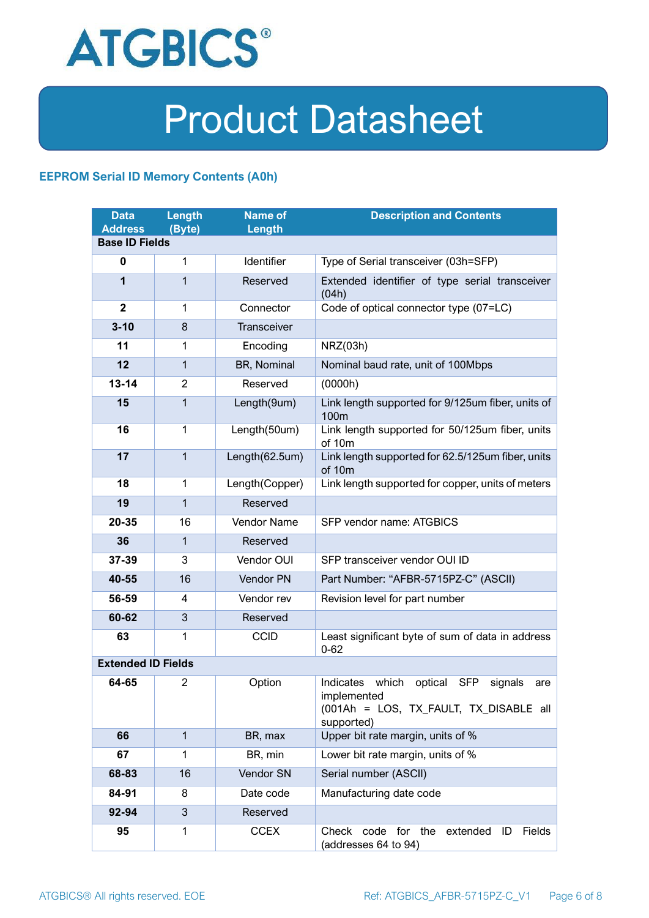## EEPROM Serial ID Memory Contents (A0h)

| Data Address | Length (Byte) | Name of Length | Description and Contents |
|---|---|---|---|
| **Base ID Fields** | | | |
| **0** | 1 | Identifier | Type of Serial transceiver (03h=SFP) |
| **1** | 1 | Reserved | Extended identifier of type serial transceiver (04h) |
| **2** | 1 | Connector | Code of optical connector type (07=LC) |
| **3-10** | 8 | Transceiver | |
| **11** | 1 | Encoding | NRZ(03h) |
| **12** | 1 | BR, Nominal | Nominal baud rate, unit of 100Mbps |
| **13-14** | 2 | Reserved | (0000h) |
| **15** | 1 | Length(9um) | Link length supported for 9/125um fiber, units of 100m |
| **16** | 1 | Length(50um) | Link length supported for 50/125um fiber, units of 10m |
| **17** | 1 | Length(62.5um) | Link length supported for 62.5/125um fiber, units of 10m |
| **18** | 1 | Length(Copper) | Link length supported for copper, units of meters |
| **19** | 1 | Reserved | |
| **20-35** | 16 | Vendor Name | SFP vendor name: ATGBICS |
| **36** | 1 | Reserved | |
| **37-39** | 3 | Vendor OUI | SFP transceiver vendor OUI ID |
| **40-55** | 16 | Vendor PN | Part Number: “AFBR-5715PZ-C” (ASCII) |
| **56-59** | 4 | Vendor rev | Revision level for part number |
| **60-62** | 3 | Reserved | |
| **63** | 1 | CCID | Least significant byte of sum of data in address 0-62 |
| **Extended ID Fields** | | | |
| **64-65** | 2 | Option | Indicates which optical SFP signals are implemented (001Ah = LOS, TX_FAULT, TX_DISABLE all supported) |
| **66** | 1 | BR, max | Upper bit rate margin, units of % |
| **67** | 1 | BR, min | Lower bit rate margin, units of % |
| **68-83** | 16 | Vendor SN | Serial number (ASCII) |
| **84-91** | 8 | Date code | Manufacturing date code |
| **92-94** | 3 | Reserved | |
| **95** | 1 | CCEX | Check code for the extended ID Fields (addresses 64 to 94) |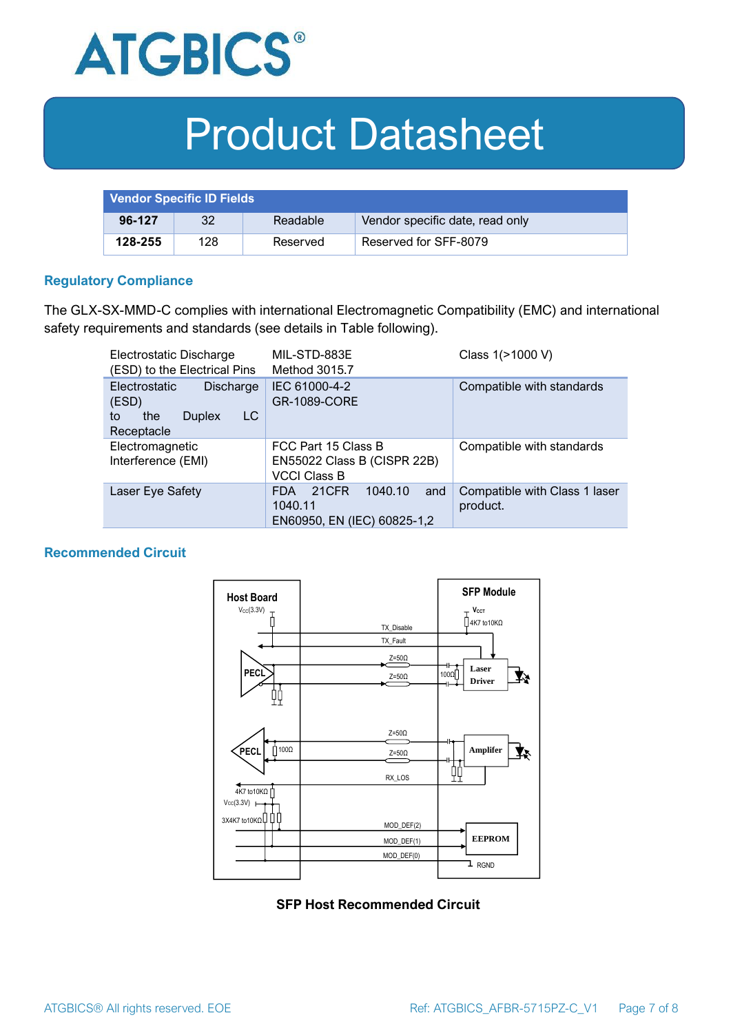| Vendor Specific ID Fields | | | |
|---|---|---|---|
| **96-127** | 32 | Readable | Vendor specific date, read only |
| **128-255** | 128 | Reserved | Reserved for SFF-8079 |

## Regulatory Compliance

The GLX-SX-MMD-C complies with international Electromagnetic Compatibility (EMC) and international safety requirements and standards (see details in Table following).

| Electrostatic Discharge (ESD) to the Electrical Pins | MIL-STD-883E Method 3015.7 | Class 1(>1000 V) |
|---|---|---|
| Electrostatic Discharge (ESD) to the Duplex LC Receptacle | IEC 61000-4-2 GR-1089-CORE | Compatible with standards |
| Electromagnetic Interference (EMI) | FCC Part 15 Class B EN55022 Class B (CISPR 22B) VCCI Class B | Compatible with standards |
| Laser Eye Safety | FDA 21CFR 1040.10 and 1040.11 EN60950, EN (IEC) 60825-1,2 | Compatible with Class 1 laser product. |

## Recommended Circuit

**SFP Host Recommended Circuit**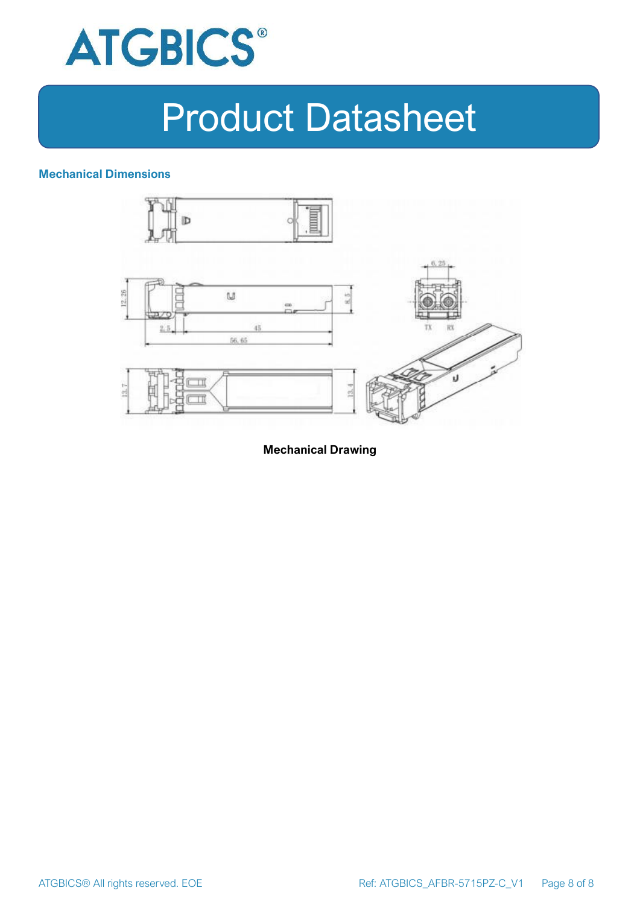## Mechanical Dimensions

6.25

12.26

8.5

TX RX

2.5

45

56.65

13.7

13.4

**Mechanical Drawing**